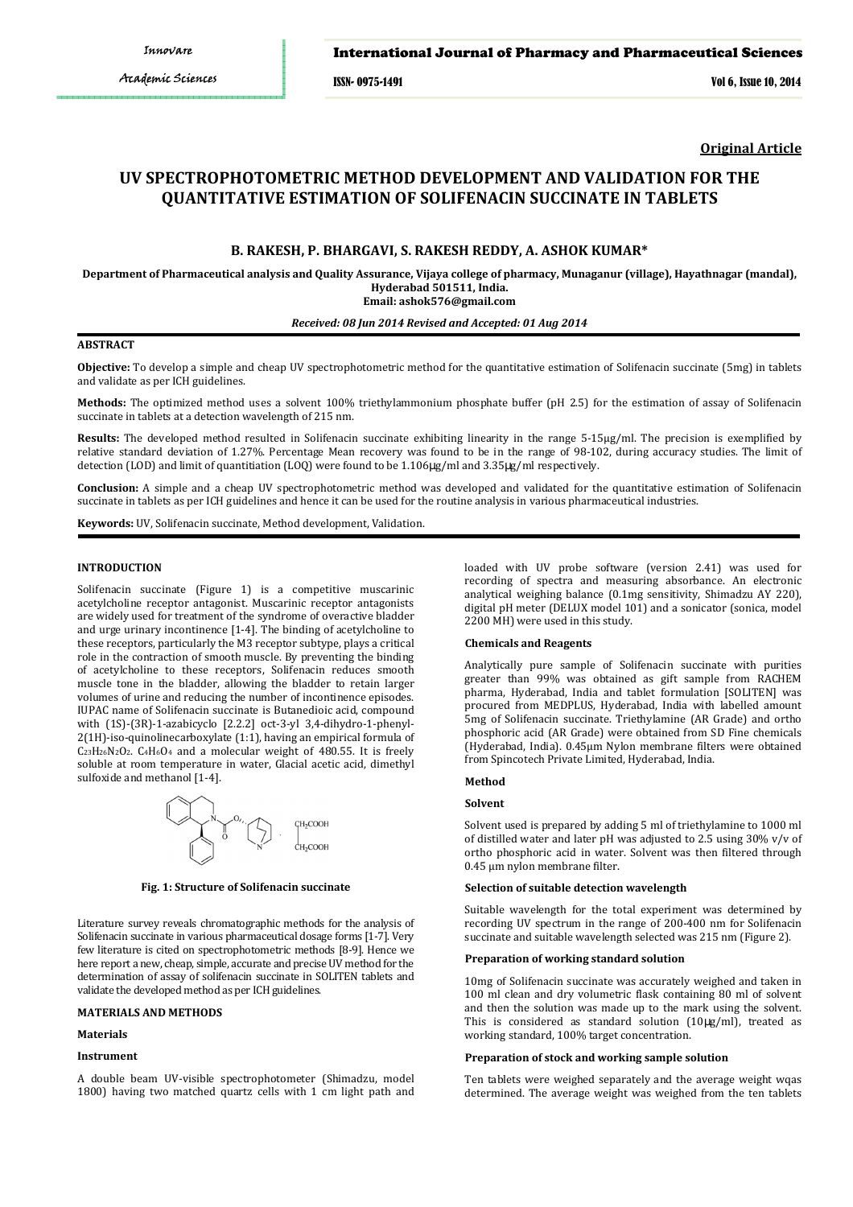**Original Article**

# UV SPECTROPHOTOMETRIC METHOD DEVELOPMENT AND VALIDATION FOR THE QUANTITATIVE ESTIMATION OF SOLIFENACIN SUCCINATE IN TABLETS

### B. RAKESH, P. BHARGAVI, S. RAKESH REDDY, A. ASHOK KUMAR*

**Department of Pharmaceutical analysis and Quality Assurance, Vijaya college of pharmacy, Munaganur (village), Hayathnagar (mandal), Hyderabad 501511, India.**
**Email: ashok576@gmail.com**

***Received: 08 Jun 2014 Revised and Accepted: 01 Aug 2014***

## ABSTRACT

**Objective:** To develop a simple and cheap UV spectrophotometric method for the quantitative estimation of Solifenacin succinate (5mg) in tablets and validate as per ICH guidelines.

**Methods:** The optimized method uses a solvent 100% triethylammonium phosphate buffer (pH 2.5) for the estimation of assay of Solifenacin succinate in tablets at a detection wavelength of 215 nm.

**Results:** The developed method resulted in Solifenacin succinate exhibiting linearity in the range 5-15μg/ml. The precision is exemplified by relative standard deviation of 1.27%. Percentage Mean recovery was found to be in the range of 98-102, during accuracy studies. The limit of detection (LOD) and limit of quantitiation (LOQ) were found to be 1.106μg/ml and 3.35μg/ml respectively.

**Conclusion:** A simple and a cheap UV spectrophotometric method was developed and validated for the quantitative estimation of Solifenacin succinate in tablets as per ICH guidelines and hence it can be used for the routine analysis in various pharmaceutical industries.

**Keywords:** UV, Solifenacin succinate, Method development, Validation.

## INTRODUCTION

Solifenacin succinate (Figure 1) is a competitive muscarinic acetylcholine receptor antagonist. Muscarinic receptor antagonists are widely used for treatment of the syndrome of overactive bladder and urge urinary incontinence [1-4]. The binding of acetylcholine to these receptors, particularly the M3 receptor subtype, plays a critical role in the contraction of smooth muscle. By preventing the binding of acetylcholine to these receptors, Solifenacin reduces smooth muscle tone in the bladder, allowing the bladder to retain larger volumes of urine and reducing the number of incontinence episodes. IUPAC name of Solifenacin succinate is Butanedioic acid, compound with (1S)-(3R)-1-azabicyclo [2.2.2] oct-3-yl 3,4-dihydro-1-phenyl-2(1H)-iso-quinolinecarboxylate (1:1), having an empirical formula of $C_{23}H_{26}N_2O_2 \cdot C_4H_6O_4$ and a molecular weight of 480.55. It is freely soluble at room temperature in water, Glacial acetic acid, dimethyl sulfoxide and methanol [1-4].

**Fig. 1: Structure of Solifenacin succinate**

Literature survey reveals chromatographic methods for the analysis of Solifenacin succinate in various pharmaceutical dosage forms [1-7]. Very few literature is cited on spectrophotometric methods [8-9]. Hence we here report a new, cheap, simple, accurate and precise UV method for the determination of assay of solifenacin succinate in SOLITEN tablets and validate the developed method as per ICH guidelines.

## MATERIALS AND METHODS

### Materials

### Instrument

A double beam UV-visible spectrophotometer (Shimadzu, model 1800) having two matched quartz cells with 1 cm light path and loaded with UV probe software (version 2.41) was used for recording of spectra and measuring absorbance. An electronic analytical weighing balance (0.1mg sensitivity, Shimadzu AY 220), digital pH meter (DELUX model 101) and a sonicator (sonica, model 2200 MH) were used in this study.

### Chemicals and Reagents

Analytically pure sample of Solifenacin succinate with purities greater than 99% was obtained as gift sample from RACHEM pharma, Hyderabad, India and tablet formulation [SOLITEN] was procured from MEDPLUS, Hyderabad, India with labelled amount 5mg of Solifenacin succinate. Triethylamine (AR Grade) and ortho phosphoric acid (AR Grade) were obtained from SD Fine chemicals (Hyderabad, India). 0.45µm Nylon membrane filters were obtained from Spincotech Private Limited, Hyderabad, India.

### Method

### Solvent

Solvent used is prepared by adding 5 ml of triethylamine to 1000 ml of distilled water and later pH was adjusted to 2.5 using 30% v/v of ortho phosphoric acid in water. Solvent was then filtered through 0.45 µm nylon membrane filter.

### Selection of suitable detection wavelength

Suitable wavelength for the total experiment was determined by recording UV spectrum in the range of 200-400 nm for Solifenacin succinate and suitable wavelength selected was 215 nm (Figure 2).

### Preparation of working standard solution

10mg of Solifenacin succinate was accurately weighed and taken in 100 ml clean and dry volumetric flask containing 80 ml of solvent and then the solution was made up to the mark using the solvent. This is considered as standard solution (10μg/ml), treated as working standard, 100% target concentration.

### Preparation of stock and working sample solution

Ten tablets were weighed separately and the average weight wqas determined. The average weight was weighed from the ten tablets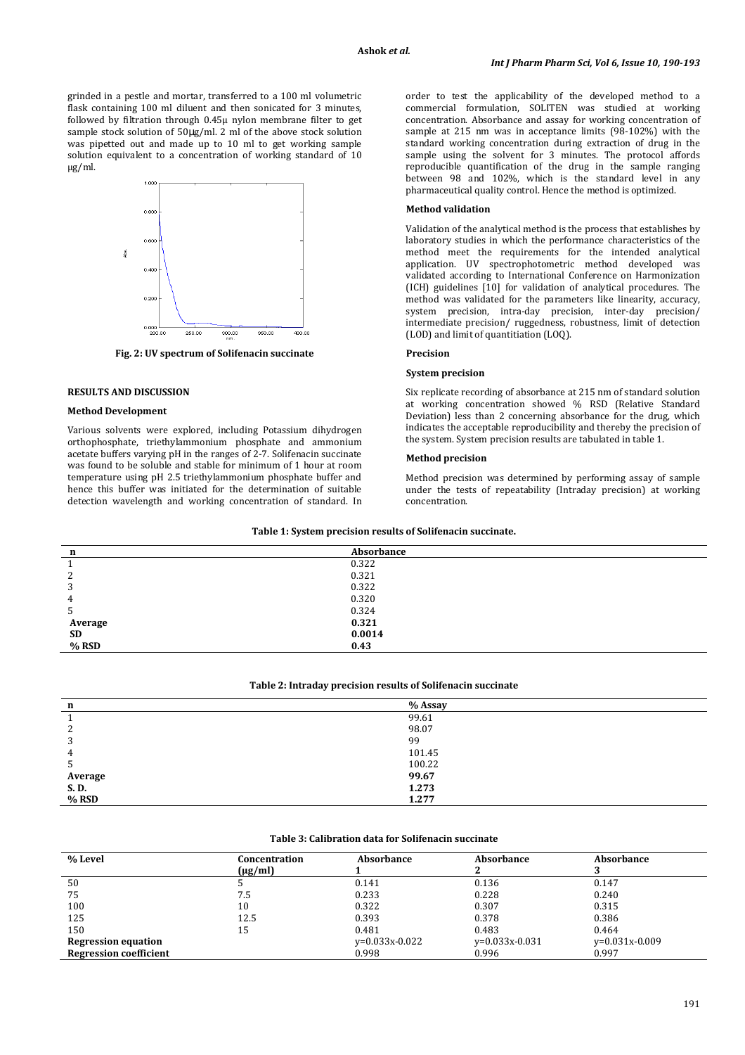grinded in a pestle and mortar, transferred to a 100 ml volumetric flask containing 100 ml diluent and then sonicated for 3 minutes, followed by filtration through 0.45μ nylon membrane filter to get sample stock solution of 50μg/ml. 2 ml of the above stock solution was pipetted out and made up to 10 ml to get working sample solution equivalent to a concentration of working standard of 10 μg/ml.

**Fig. 2: UV spectrum of Solifenacin succinate**

## RESULTS AND DISCUSSION

### Method Development

Various solvents were explored, including Potassium dihydrogen orthophosphate, triethylammonium phosphate and ammonium acetate buffers varying pH in the ranges of 2-7. Solifenacin succinate was found to be soluble and stable for minimum of 1 hour at room temperature using pH 2.5 triethylammonium phosphate buffer and hence this buffer was initiated for the determination of suitable detection wavelength and working concentration of standard. In order to test the applicability of the developed method to a commercial formulation, SOLITEN was studied at working concentration. Absorbance and assay for working concentration of sample at 215 nm was in acceptance limits (98-102%) with the standard working concentration during extraction of drug in the sample using the solvent for 3 minutes. The protocol affords reproducible quantification of the drug in the sample ranging between 98 and 102%, which is the standard level in any pharmaceutical quality control. Hence the method is optimized.

### Method validation

Validation of the analytical method is the process that establishes by laboratory studies in which the performance characteristics of the method meet the requirements for the intended analytical application. UV spectrophotometric method developed was validated according to International Conference on Harmonization (ICH) guidelines [10] for validation of analytical procedures. The method was validated for the parameters like linearity, accuracy, system precision, intra-day precision, inter-day precision/ intermediate precision/ ruggedness, robustness, limit of detection (LOD) and limit of quantitiation (LOQ).

### Precision

#### System precision

Six replicate recording of absorbance at 215 nm of standard solution at working concentration showed % RSD (Relative Standard Deviation) less than 2 concerning absorbance for the drug, which indicates the acceptable reproducibility and thereby the precision of the system. System precision results are tabulated in table 1.

#### Method precision

Method precision was determined by performing assay of sample under the tests of repeatability (Intraday precision) at working concentration.

**Table 1: System precision results of Solifenacin succinate.**

| n | Absorbance |
|---|---|
| 1 | 0.322 |
| 2 | 0.321 |
| 3 | 0.322 |
| 4 | 0.320 |
| 5 | 0.324 |
| **Average** | **0.321** |
| **SD** | **0.0014** |
| **% RSD** | **0.43** |

**Table 2: Intraday precision results of Solifenacin succinate**

| n | % Assay |
|---|---|
| 1 | 99.61 |
| 2 | 98.07 |
| 3 | 99 |
| 4 | 101.45 |
| 5 | 100.22 |
| **Average** | **99.67** |
| **S. D.** | **1.273** |
| **% RSD** | **1.277** |

**Table 3: Calibration data for Solifenacin succinate**

| % Level | Concentration (μg/ml) | Absorbance 1 | Absorbance 2 | Absorbance 3 |
|---|---|---|---|---|
| 50 | 5 | 0.141 | 0.136 | 0.147 |
| 75 | 7.5 | 0.233 | 0.228 | 0.240 |
| 100 | 10 | 0.322 | 0.307 | 0.315 |
| 125 | 12.5 | 0.393 | 0.378 | 0.386 |
| 150 | 15 | 0.481 | 0.483 | 0.464 |
| **Regression equation** | | y=0.033x-0.022 | y=0.033x-0.031 | y=0.031x-0.009 |
| **Regression coefficient** | | 0.998 | 0.996 | 0.997 |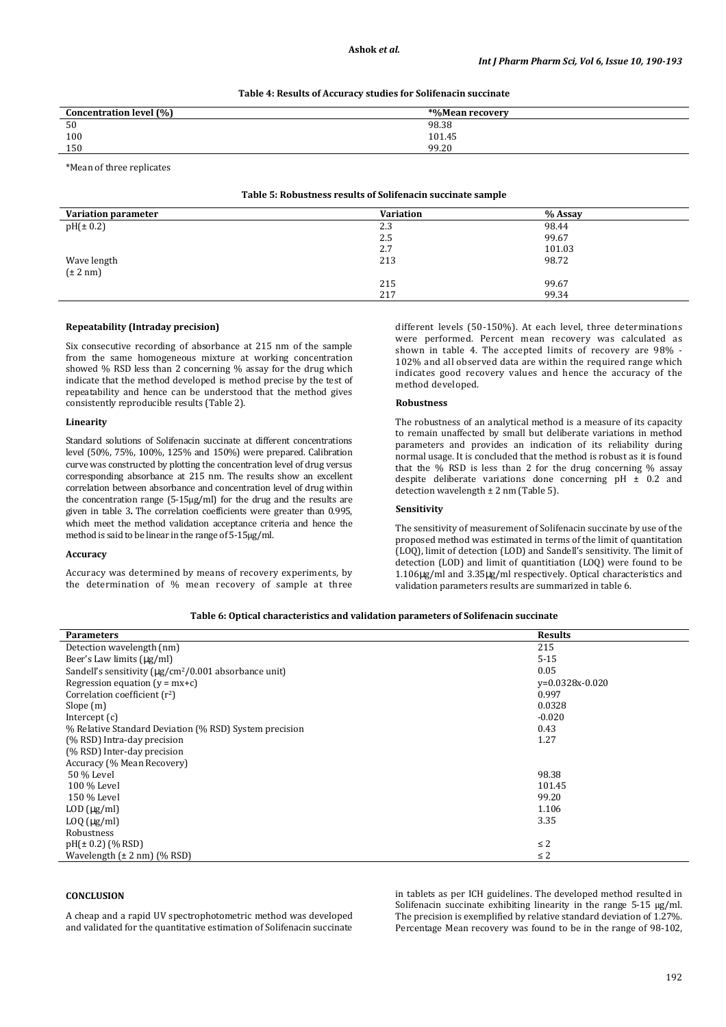**Table 4: Results of Accuracy studies for Solifenacin succinate**

| Concentration level (%) | *%Mean recovery |
|---|---|
| 50 | 98.38 |
| 100 | 101.45 |
| 150 | 99.20 |

*Mean of three replicates

**Table 5: Robustness results of Solifenacin succinate sample**

| Variation parameter | Variation | % Assay |
|---|---|---|
| pH(± 0.2) | 2.3 | 98.44 |
| | 2.5 | 99.67 |
| | 2.7 | 101.03 |
| Wave length (± 2 nm) | 213 | 98.72 |
| | 215 | 99.67 |
| | 217 | 99.34 |

**Repeatability (Intraday precision)**

Six consecutive recording of absorbance at 215 nm of the sample from the same homogeneous mixture at working concentration showed % RSD less than 2 concerning % assay for the drug which indicate that the method developed is method precise by the test of repeatability and hence can be understood that the method gives consistently reproducible results (Table 2).

**Linearity**

Standard solutions of Solifenacin succinate at different concentrations level (50%, 75%, 100%, 125% and 150%) were prepared. Calibration curve was constructed by plotting the concentration level of drug versus corresponding absorbance at 215 nm. The results show an excellent correlation between absorbance and concentration level of drug within the concentration range (5-15μg/ml) for the drug and the results are given in table 3**.** The correlation coefficients were greater than 0.995, which meet the method validation acceptance criteria and hence the method is said to be linear in the range of 5-15μg/ml.

**Accuracy**

Accuracy was determined by means of recovery experiments, by the determination of % mean recovery of sample at three different levels (50-150%). At each level, three determinations were performed. Percent mean recovery was calculated as shown in table 4. The accepted limits of recovery are 98% - 102% and all observed data are within the required range which indicates good recovery values and hence the accuracy of the method developed.

**Robustness**

The robustness of an analytical method is a measure of its capacity to remain unaffected by small but deliberate variations in method parameters and provides an indication of its reliability during normal usage. It is concluded that the method is robust as it is found that the % RSD is less than 2 for the drug concerning % assay despite deliberate variations done concerning pH ± 0.2 and detection wavelength ± 2 nm (Table 5).

**Sensitivity**

The sensitivity of measurement of Solifenacin succinate by use of the proposed method was estimated in terms of the limit of quantitation (LOQ), limit of detection (LOD) and Sandell's sensitivity. The limit of detection (LOD) and limit of quantitiation (LOQ) were found to be 1.106μg/ml and 3.35μg/ml respectively. Optical characteristics and validation parameters results are summarized in table 6.

**Table 6: Optical characteristics and validation parameters of Solifenacin succinate**

| Parameters | Results |
|---|---|
| Detection wavelength (nm) | 215 |
| Beer's Law limits (μg/ml) | 5-15 |
| Sandell's sensitivity (μg/cm$^2$/0.001 absorbance unit) | 0.05 |
| Regression equation (y = mx+c) | y=0.0328x-0.020 |
| Correlation coefficient ($r^2$) | 0.997 |
| Slope (m) | 0.0328 |
| Intercept (c) | -0.020 |
| % Relative Standard Deviation (% RSD) System precision | 0.43 |
| (% RSD) Intra-day precision | 1.27 |
| (% RSD) Inter-day precision | |
| Accuracy (% Mean Recovery) | |
| 50 % Level | 98.38 |
| 100 % Level | 101.45 |
| 150 % Level | 99.20 |
| LOD (μg/ml) | 1.106 |
| LOQ (μg/ml) | 3.35 |
| Robustness | |
| pH(± 0.2) (% RSD) | ≤ 2 |
| Wavelength (± 2 nm) (% RSD) | ≤ 2 |

**CONCLUSION**

A cheap and a rapid UV spectrophotometric method was developed and validated for the quantitative estimation of Solifenacin succinate in tablets as per ICH guidelines. The developed method resulted in Solifenacin succinate exhibiting linearity in the range 5-15 μg/ml. The precision is exemplified by relative standard deviation of 1.27%. Percentage Mean recovery was found to be in the range of 98-102,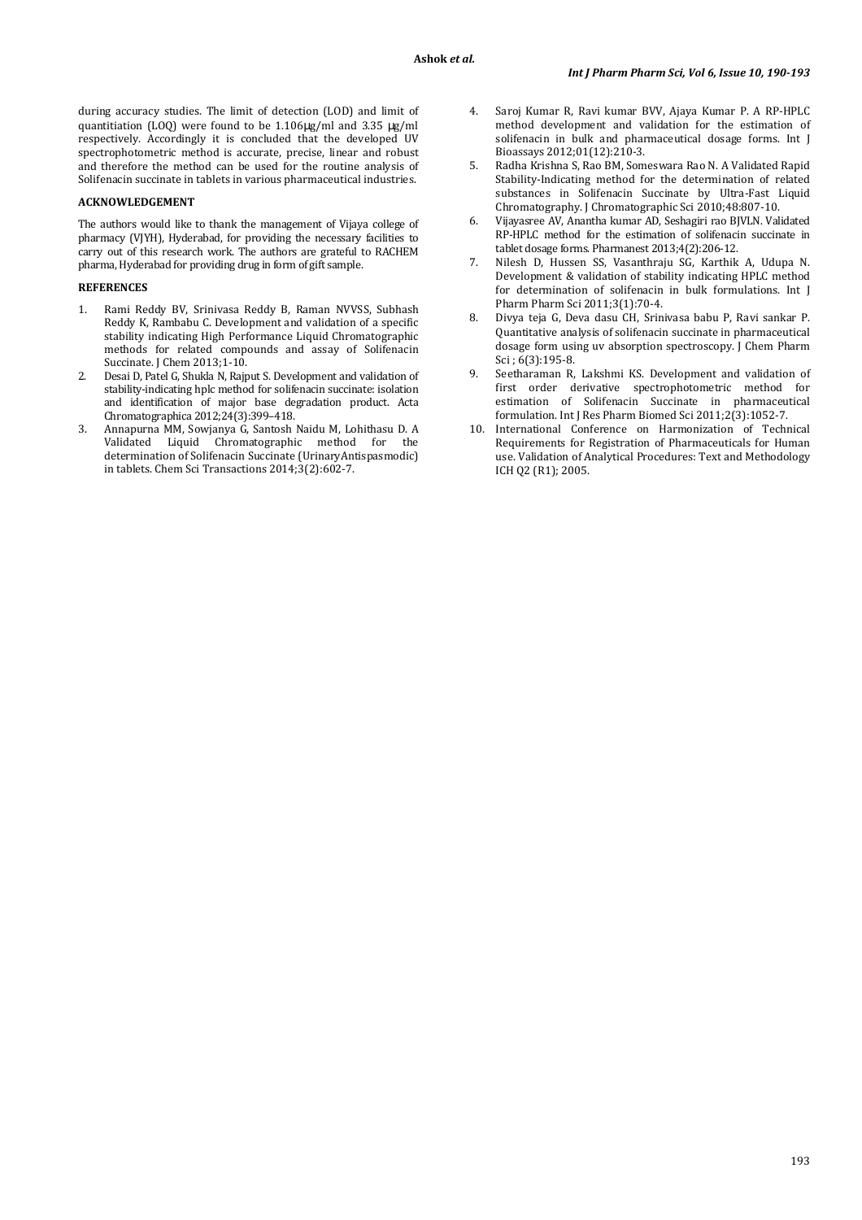during accuracy studies. The limit of detection (LOD) and limit of quantitiation (LOQ) were found to be 1.106μg/ml and 3.35 μg/ml respectively. Accordingly it is concluded that the developed UV spectrophotometric method is accurate, precise, linear and robust and therefore the method can be used for the routine analysis of Solifenacin succinate in tablets in various pharmaceutical industries.

## ACKNOWLEDGEMENT

The authors would like to thank the management of Vijaya college of pharmacy (VJYH), Hyderabad, for providing the necessary facilities to carry out of this research work. The authors are grateful to RACHEM pharma, Hyderabad for providing drug in form of gift sample.

## REFERENCES

1. Rami Reddy BV, Srinivasa Reddy B, Raman NVVSS, Subhash Reddy K, Rambabu C. Development and validation of a specific stability indicating High Performance Liquid Chromatographic methods for related compounds and assay of Solifenacin Succinate. J Chem 2013;1-10.
2. Desai D, Patel G, Shukla N, Rajput S. Development and validation of stability-indicating hplc method for solifenacin succinate: isolation and identification of major base degradation product. Acta Chromatographica 2012;24(3):399–418.
3. Annapurna MM, Sowjanya G, Santosh Naidu M, Lohithasu D. A Validated Liquid Chromatographic method for the determination of Solifenacin Succinate (UrinaryAntispasmodic) in tablets. Chem Sci Transactions 2014;3(2):602-7.
4. Saroj Kumar R, Ravi kumar BVV, Ajaya Kumar P. A RP-HPLC method development and validation for the estimation of solifenacin in bulk and pharmaceutical dosage forms. Int J Bioassays 2012;01(12):210-3.
5. Radha Krishna S, Rao BM, Someswara Rao N. A Validated Rapid Stability-Indicating method for the determination of related substances in Solifenacin Succinate by Ultra-Fast Liquid Chromatography. J Chromatographic Sci 2010;48:807-10.
6. Vijayasree AV, Anantha kumar AD, Seshagiri rao BJVLN. Validated RP-HPLC method for the estimation of solifenacin succinate in tablet dosage forms. Pharmanest 2013;4(2):206-12.
7. Nilesh D, Hussen SS, Vasanthraju SG, Karthik A, Udupa N. Development & validation of stability indicating HPLC method for determination of solifenacin in bulk formulations. Int J Pharm Pharm Sci 2011;3(1):70-4.
8. Divya teja G, Deva dasu CH, Srinivasa babu P, Ravi sankar P. Quantitative analysis of solifenacin succinate in pharmaceutical dosage form using uv absorption spectroscopy. J Chem Pharm Sci ; 6(3):195-8.
9. Seetharaman R, Lakshmi KS. Development and validation of first order derivative spectrophotometric method for estimation of Solifenacin Succinate in pharmaceutical formulation. Int J Res Pharm Biomed Sci 2011;2(3):1052-7.
10. International Conference on Harmonization of Technical Requirements for Registration of Pharmaceuticals for Human use. Validation of Analytical Procedures: Text and Methodology ICH Q2 (R1); 2005.